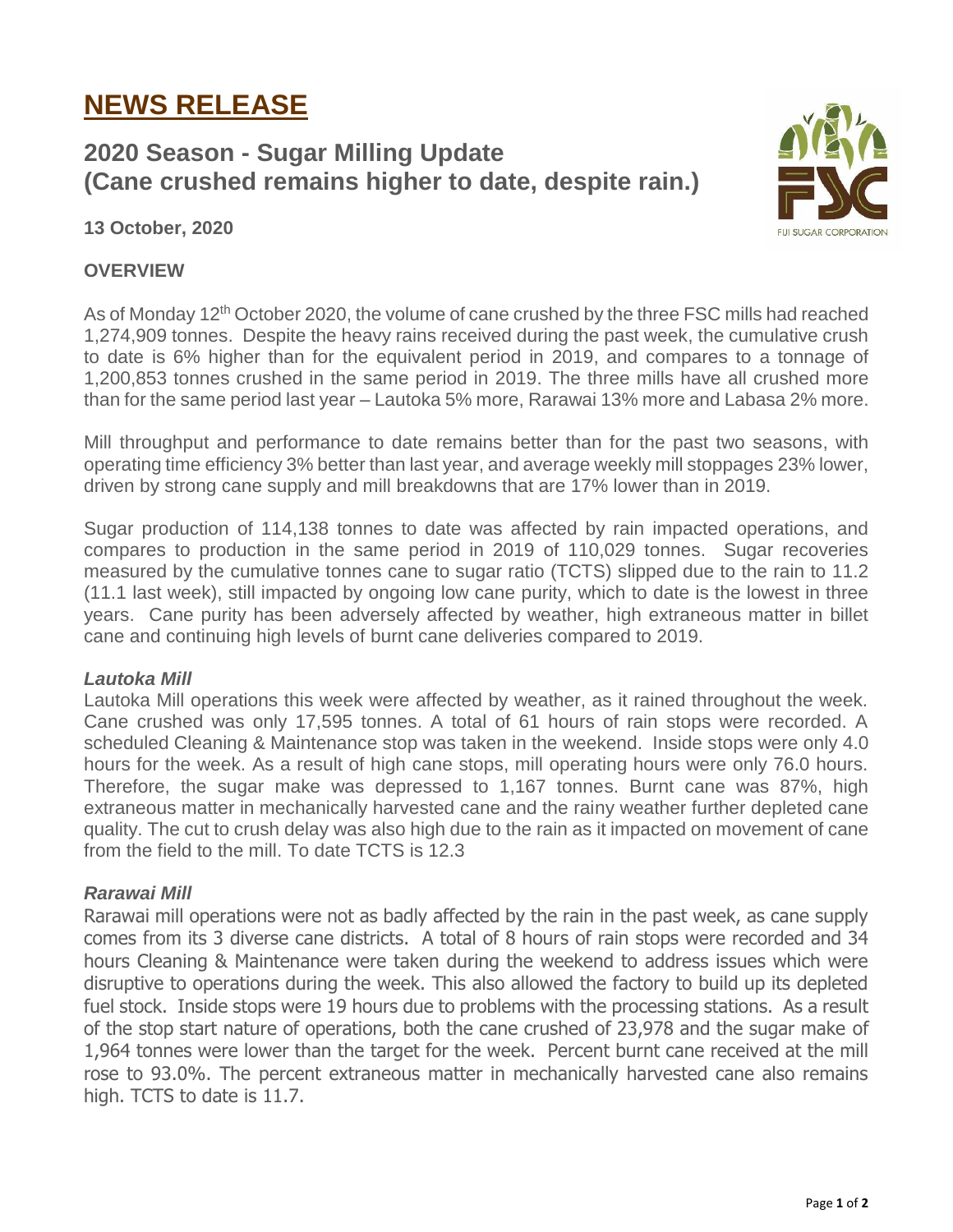# NEWS RELEASE

## 2020 Season - Sugar Milling Update
## (Cane crushed remains higher to date, despite rain.)

**13 October, 2020**

### OVERVIEW

As of Monday 12th October 2020, the volume of cane crushed by the three FSC mills had reached 1,274,909 tonnes. Despite the heavy rains received during the past week, the cumulative crush to date is 6% higher than for the equivalent period in 2019, and compares to a tonnage of 1,200,853 tonnes crushed in the same period in 2019. The three mills have all crushed more than for the same period last year – Lautoka 5% more, Rarawai 13% more and Labasa 2% more.

Mill throughput and performance to date remains better than for the past two seasons, with operating time efficiency 3% better than last year, and average weekly mill stoppages 23% lower, driven by strong cane supply and mill breakdowns that are 17% lower than in 2019.

Sugar production of 114,138 tonnes to date was affected by rain impacted operations, and compares to production in the same period in 2019 of 110,029 tonnes. Sugar recoveries measured by the cumulative tonnes cane to sugar ratio (TCTS) slipped due to the rain to 11.2 (11.1 last week), still impacted by ongoing low cane purity, which to date is the lowest in three years. Cane purity has been adversely affected by weather, high extraneous matter in billet cane and continuing high levels of burnt cane deliveries compared to 2019.

#### *Lautoka Mill*

Lautoka Mill operations this week were affected by weather, as it rained throughout the week. Cane crushed was only 17,595 tonnes. A total of 61 hours of rain stops were recorded. A scheduled Cleaning & Maintenance stop was taken in the weekend. Inside stops were only 4.0 hours for the week. As a result of high cane stops, mill operating hours were only 76.0 hours. Therefore, the sugar make was depressed to 1,167 tonnes. Burnt cane was 87%, high extraneous matter in mechanically harvested cane and the rainy weather further depleted cane quality. The cut to crush delay was also high due to the rain as it impacted on movement of cane from the field to the mill. To date TCTS is 12.3

#### *Rarawai Mill*

Rarawai mill operations were not as badly affected by the rain in the past week, as cane supply comes from its 3 diverse cane districts. A total of 8 hours of rain stops were recorded and 34 hours Cleaning & Maintenance were taken during the weekend to address issues which were disruptive to operations during the week. This also allowed the factory to build up its depleted fuel stock. Inside stops were 19 hours due to problems with the processing stations. As a result of the stop start nature of operations, both the cane crushed of 23,978 and the sugar make of 1,964 tonnes were lower than the target for the week. Percent burnt cane received at the mill rose to 93.0%. The percent extraneous matter in mechanically harvested cane also remains high. TCTS to date is 11.7.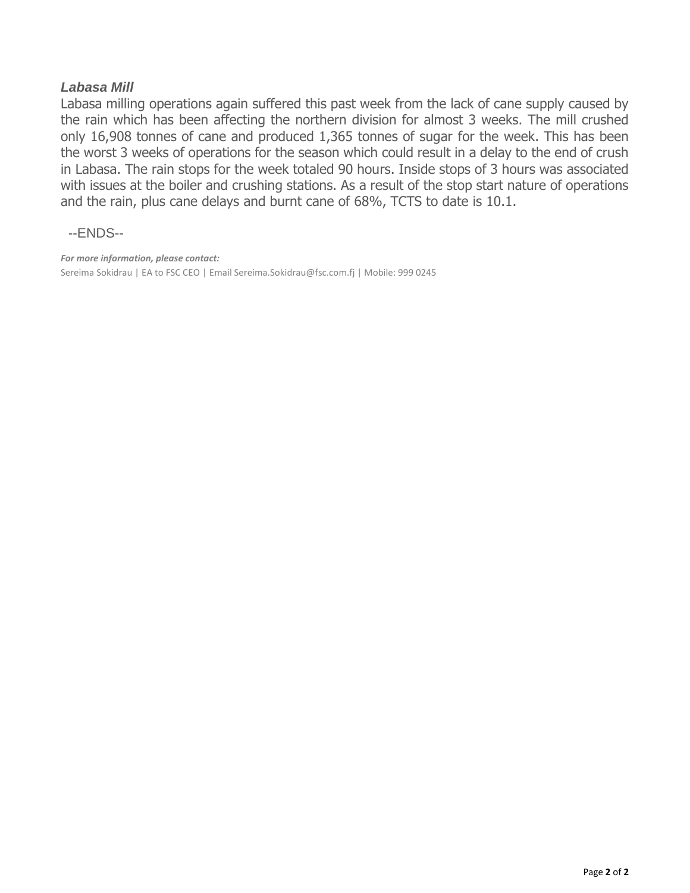***Labasa Mill***

Labasa milling operations again suffered this past week from the lack of cane supply caused by the rain which has been affecting the northern division for almost 3 weeks. The mill crushed only 16,908 tonnes of cane and produced 1,365 tonnes of sugar for the week. This has been the worst 3 weeks of operations for the season which could result in a delay to the end of crush in Labasa. The rain stops for the week totaled 90 hours. Inside stops of 3 hours was associated with issues at the boiler and crushing stations. As a result of the stop start nature of operations and the rain, plus cane delays and burnt cane of 68%, TCTS to date is 10.1.

--ENDS--

***For more information, please contact:***
Sereima Sokidrau | EA to FSC CEO | Email Sereima.Sokidrau@fsc.com.fj | Mobile: 999 0245